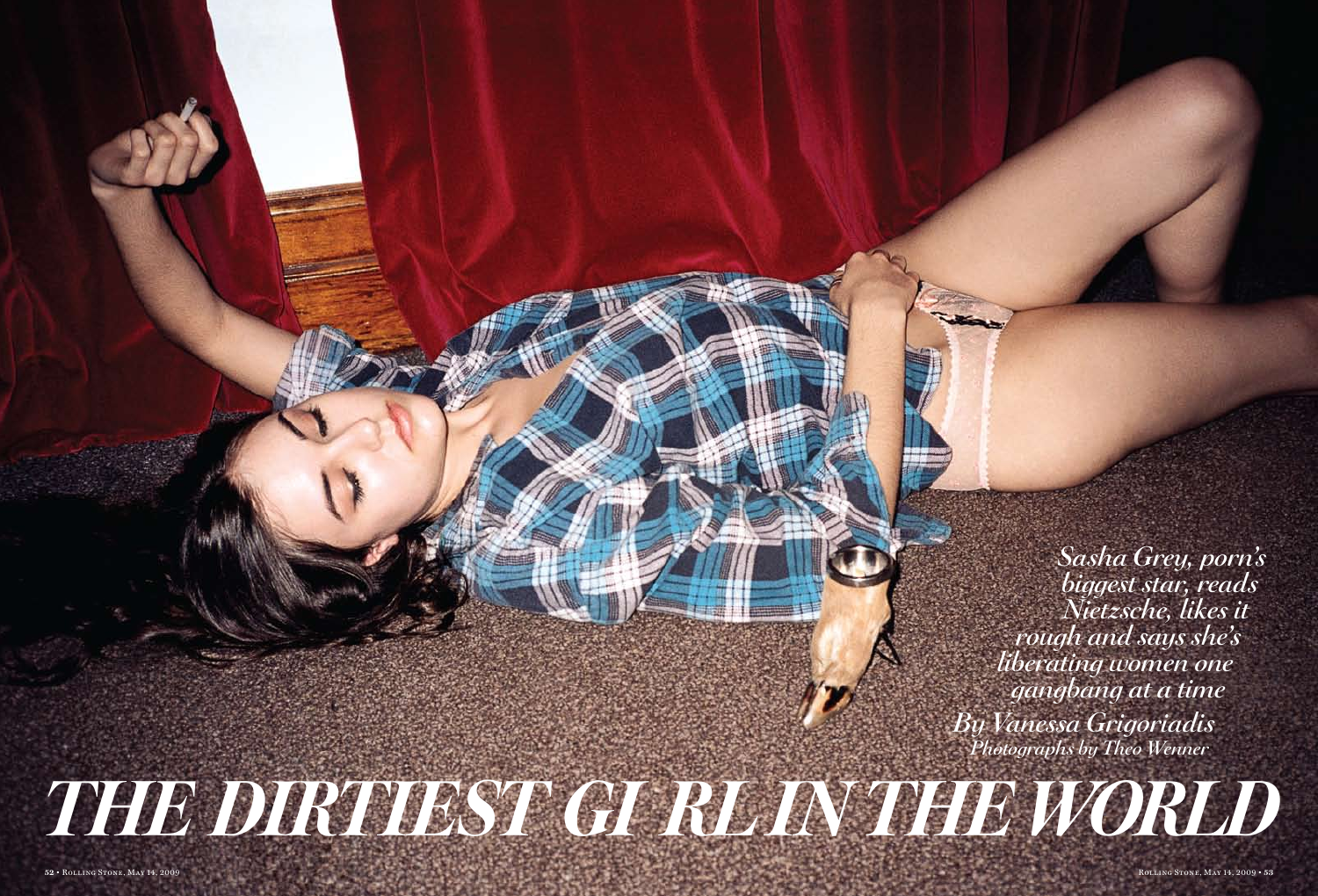# THE DIRTIEST GIRL IN THE WORLD

*Sasha Grey, porn's biggest star, reads Nietzsche, likes it rough and says she's liberating women one gangbang at a time*

*By Vanessa Grigoriadis*

*Photographs by Theo Wenner*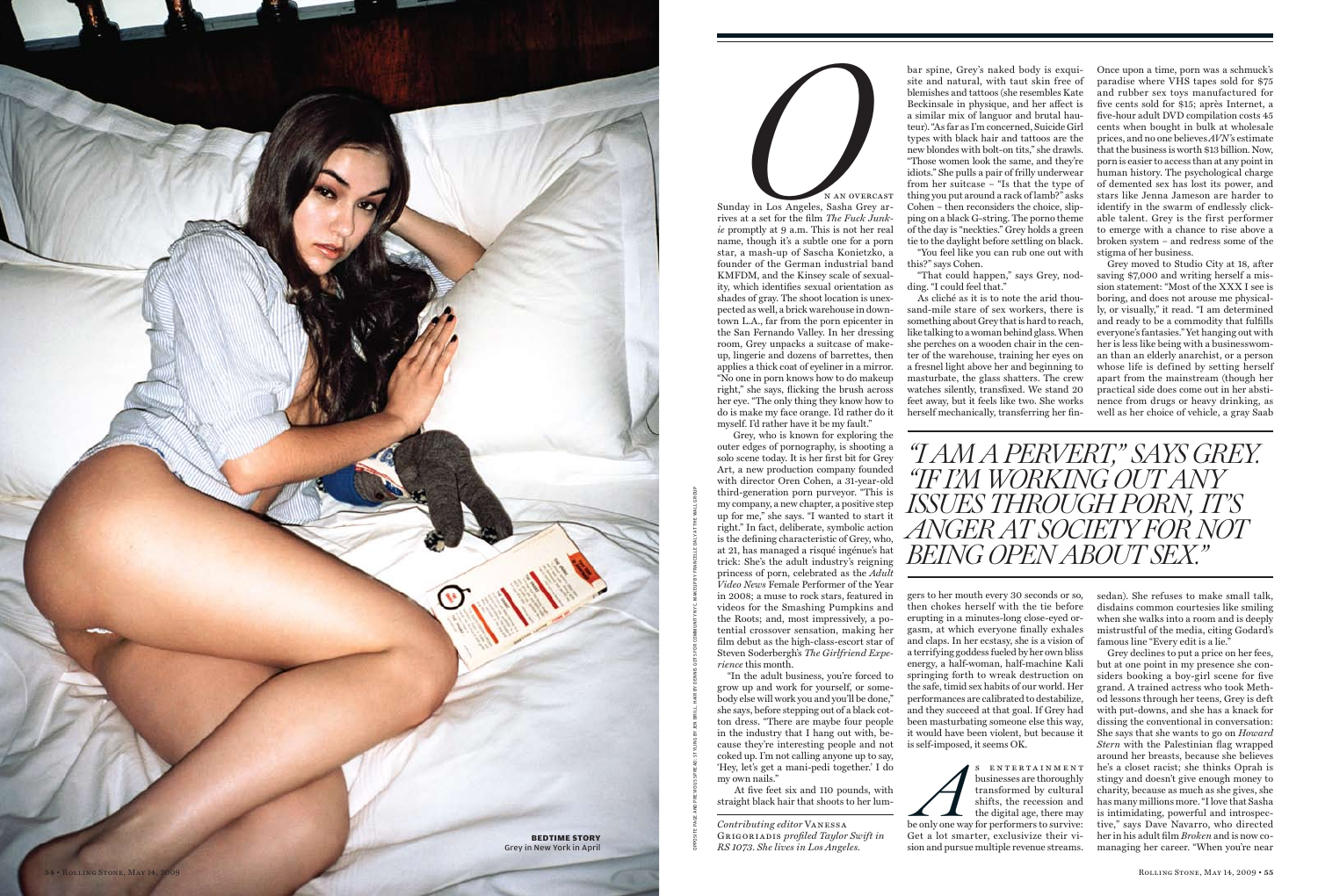**O**n an overcast Sunday in Los Angeles, Sasha Grey arrives at a set for the film *The Fuck Junkie* promptly at 9 a.m. This is not her real name, though it's a subtle one for a porn star, a mash-up of Sascha Konietzko, a founder of the German industrial band KMFDM, and the Kinsey scale of sexuality, which identifies sexual orientation as shades of gray. The shoot location is unexpected as well, a brick warehouse in downtown L.A., far from the porn epicenter in the San Fernando Valley. In her dressing room, Grey unpacks a suitcase of makeup, lingerie and dozens of barrettes, then applies a thick coat of eyeliner in a mirror. "No one in porn knows how to do makeup right," she says, flicking the brush across her eye. "The only thing they know how to do is make my face orange. I'd rather do it myself. I'd rather have it be my fault."

Grey, who is known for exploring the outer edges of pornography, is shooting a solo scene today. It is her first bit for Grey Art, a new production company founded with director Oren Cohen, a 31-year-old third-generation porn purveyor. "This is my company, a new chapter, a positive step up for me," she says. "I wanted to start it right." In fact, deliberate, symbolic action is the defining characteristic of Grey, who, at 21, has managed a risqué ingénue's hat trick: She's the adult industry's reigning princess of porn, celebrated as the *Adult Video News* Female Performer of the Year in 2008; a muse to rock stars, featured in videos for the Smashing Pumpkins and the Roots; and, most impressively, a potential crossover sensation, making her film debut as the high-class-escort star of Steven Soderbergh's *The Girlfriend Experience* this month.

"In the adult business, you're forced to grow up and work for yourself, or somebody else will work you and you'll be done," she says, before stepping out of a black cotton dress. "There are maybe four people in the industry that I hang out with, because they're interesting people and not coked up. I'm not calling anyone up to say, 'Hey, let's get a mani-pedi together.' I do my own nails."

At five feet six and 110 pounds, with straight black hair that shoots to her lumbar spine, Grey's naked body is exquisite and natural, with taut skin free of blemishes and tattoos (she resembles Kate Beckinsale in physique, and her affect is a similar mix of languor and brutal hauteur). "As far as I'm concerned, Suicide Girl types with black hair and tattoos are the new blondes with bolt-on tits," she drawls. "Those women look the same, and they're idiots." She pulls a pair of frilly underwear from her suitcase – "Is that the type of thing you put around a rack of lamb?" asks Cohen – then reconsiders the choice, slipping on a black G-string. The porno theme of the day is "neckties." Grey holds a green tie to the daylight before settling on black.

"You feel like you can rub one out with this?" says Cohen.

"That could happen," says Grey, nodding. "I could feel that."

As cliché as it is to note the arid thousand-mile stare of sex workers, there is something about Grey that is hard to reach, like talking to a woman behind glass. When she perches on a wooden chair in the center of the warehouse, training her eyes on a fresnel light above her and beginning to masturbate, the glass shatters. The crew watches silently, transfixed. We stand 20 feet away, but it feels like two. She works herself mechanically, transferring her fingers to her mouth every 30 seconds or so, then chokes herself with the tie before erupting in a minutes-long close-eyed orgasm, at which everyone finally exhales and claps. In her ecstasy, she is a vision of a terrifying goddess fueled by her own bliss energy, a half-woman, half-machine Kali springing forth to wreak destruction on the safe, timid sex habits of our world. Her performances are calibrated to destabilize, and they succeed at that goal. If Grey had been masturbating someone else this way, it would have been violent, but because it is self-imposed, it seems OK.

## *"I AM A PERVERT," SAYS GREY. "IF I'M WORKING OUT ANY ISSUES THROUGH PORN, IT'S ANGER AT SOCIETY FOR NOT BEING OPEN ABOUT SEX."*

**A**s entertainment businesses are thoroughly transformed by cultural shifts, the recession and the digital age, there may be only one way for performers to survive: Get a lot smarter, exclusivize their vision and pursue multiple revenue streams. Once upon a time, porn was a schmuck's paradise where VHS tapes sold for $75 and rubber sex toys manufactured for five cents sold for $15; après Internet, a five-hour adult DVD compilation costs 45 cents when bought in bulk at wholesale prices, and no one believes *AVN*'s estimate that the business is worth $13 billion. Now, porn is easier to access than at any point in human history. The psychological charge of demented sex has lost its power, and stars like Jenna Jameson are harder to identify in the swarm of endlessly clickable talent. Grey is the first performer to emerge with a chance to rise above a broken system – and redress some of the stigma of her business.

Grey moved to Studio City at 18, after saving $7,000 and writing herself a mission statement: "Most of the XXX I see is boring, and does not arouse me physically, or visually," it read. "I am determined and ready to be a commodity that fulfills everyone's fantasies." Yet hanging out with her is less like being with a businesswoman than an elderly anarchist, or a person whose life is defined by setting herself apart from the mainstream (though her practical side does come out in her abstinence from drugs or heavy drinking, as well as her choice of vehicle, a gray Saab sedan). She refuses to make small talk, disdains common courtesies like smiling when she walks into a room and is deeply mistrustful of the media, citing Godard's famous line "Every edit is a lie."

Grey declines to put a price on her fees, but at one point in my presence she considers booking a boy-girl scene for five grand. A trained actress who took Method lessons through her teens, Grey is deft with put-downs, and she has a knack for dissing the conventional in conversation: She says that she wants to go on *Howard Stern* with the Palestinian flag wrapped around her breasts, because she believes he's a closet racist; she thinks Oprah is stingy and doesn't give enough money to charity, because as much as she gives, she has many millions more. "I love that Sasha is intimidating, powerful and introspective," says Dave Navarro, who directed her in his adult film *Broken* and is now co-managing her career. "When you're near

*Contributing editor* Vanessa Grigoriadis *profiled Taylor Swift in RS 1073. She lives in Los Angeles.*

**BEDTIME STORY**
Grey in New York in April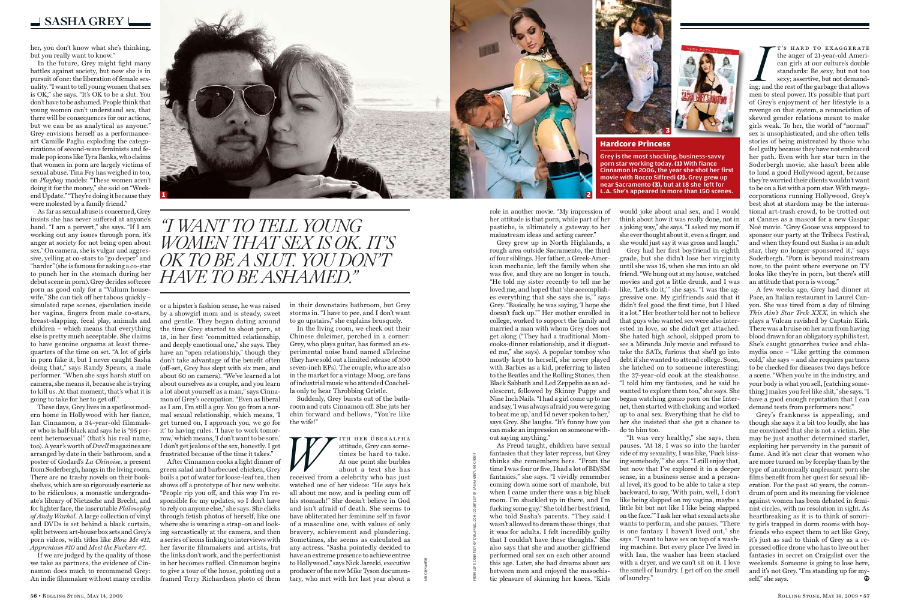her, you don't know what she's thinking, but you really want to know."

In the future, Grey might fight many battles against society, but now she is in pursuit of one: the liberation of female sexuality. "I want to tell young women that sex is OK," she says. "It's OK to be a slut. You don't have to be ashamed. People think that young women can't understand sex, that there will be consequences for our actions, but we can be as analytical as anyone." Grey envisions herself as a performance-art Camille Paglia exploding the categorizations of second-wave feminists and female pop icons like Tyra Banks, who claims that women in porn are largely victims of sexual abuse. Tina Fey has weighed in too, on *Playboy* models: "These women aren't doing it for the money," she said on "Weekend Update." "They're doing it because they were molested by a family friend."

As far as sexual abuse is concerned, Grey insists she has never suffered at anyone's hand. "I am a pervert," she says. "If I am working out any issues through porn, it's anger at society for not being open about sex." On camera, she is vulgar and aggressive, yelling at co-stars to "go deeper" and "harder" (she is famous for asking a co-star to punch her in the stomach during her debut scene in porn). Grey derides softcore porn as good only for a "Valium housewife." She can tick off her taboos quickly – simulated rape scenes, ejaculation inside her vagina, fingers from male co-stars, breast-slapping, fecal play, animals and children – which means that everything else is pretty much acceptable. She claims to have genuine orgasms at least three-quarters of the time on set. "A lot of girls in porn fake it, but I never caught Sasha doing that," says Randy Spears, a male performer. "When she says harsh stuff on camera, she means it, because she is trying to kill us. At that moment, that's what it is going to take for her to get off."

These days, Grey lives in a spotless modern home in Hollywood with her fiance, Ian Cinnamon, a 34-year-old filmmaker who is half-black and says he is "95 percent heterosexual" (that's his real name, too). A year's worth of *Dwell* magazines are arranged by date in their bathroom, and a poster of Godard's *La Chinoise*, a present from Soderbergh, hangs in the living room. There are no trashy novels on their bookshelves, which are so rigorously esoteric as to be ridiculous, a monastic undergraduate's library of Nietzsche and Brecht, and for lighter fare, the inscrutable *Philosophy of Andy Warhol*. A large collection of vinyl and DVDs is set behind a black curtain, split between art-house box sets and Grey's porn videos, with titles like *Blow Me #11*, *Apprentass #10* and *Meet the Fuckers #7*.

If we are judged by the quality of those we take as partners, the evidence of Cinnamon does much to recommend Grey: An indie filmmaker without many credits or a hipster's fashion sense, he was raised by a showgirl mom and is steady, sweet and gentle. They began dating around the time Grey started to shoot porn, at 18, in her first "committed relationship, and deeply emotional one," she says. They have an "open relationship," though they don't take advantage of the benefit often (off-set, Grey has slept with six men, and about 60 on camera). "We've learned a lot about ourselves as a couple, and you learn a lot about yourself as a man," says Cinnamon of Grey's occupation. "Even as liberal as I am, I'm still a guy. You go from a normal sexual relationship, which means, 'I get turned on, I approach you, we go for it' to having rules. 'I have to work tomorrow,' which means, 'I don't want to be sore.' I don't get jealous of the sex, honestly. I get frustrated because of the time it takes."

> *"I WANT TO TELL YOUNG WOMEN THAT SEX IS OK. IT'S OK TO BE A SLUT. YOU DON'T HAVE TO BE ASHAMED."*

After Cinnamon cooks a light dinner of green salad and barbecued chicken, Grey boils a pot of water for loose-leaf tea, then shows off a prototype of her new website. "People rip you off, and this way I'm responsible for my updates, so I don't have to rely on anyone else," she says. She clicks through fetish photos of herself, like one where she is wearing a strap-on and looking sarcastically at the camera, and then a series of icons linking to interviews with her favorite filmmakers and artists, but the links don't work, and the perfectionist in her becomes ruffled. Cinnamon begins to give a tour of the house, pointing out a framed Terry Richardson photo of them in their downstairs bathroom, but Grey storms in. "I have to pee, and I don't want to go upstairs," she explains brusquely.

In the living room, we check out their Chinese dulcimer, perched in a corner: Grey, who plays guitar, has formed an experimental noise band named aTelecine (they have sold out a limited release of 300 seven-inch EPs). The couple, who are also in the market for a vintage Moog, are fans of industrial music who attended Coachella only to hear Throbbing Gristle.

Suddenly, Grey bursts out of the bathroom and cuts Cinnamon off. She juts her chin forward and bellows, "You're like the wife!"

With her überalpha attitude, Grey can sometimes be hard to take. At one point she burbles about a text she has received from a celebrity who has just watched one of her videos: "He says he's all about me now, and is peeling cum off his stomach!" She doesn't believe in God and isn't afraid of death. She seems to have obliterated her feminine self in favor of a masculine one, with values of only bravery, achievement and plundering. Sometimes, she seems as calculated as any actress. "Sasha pointedly decided to have an extreme presence to achieve entree to Hollywood," says Nick Jarecki, executive producer of the new Mike Tyson documentary, who met with her last year about a role in another movie. "My impression of her attitude is that porn, while part of her pastiche, is ultimately a gateway to her mainstream ideas and acting career."

Grey grew up in North Highlands, a rough area outside Sacramento, the third of four siblings. Her father, a Greek-American mechanic, left the family when she was five, and they are no longer in touch. "He told my sister recently to tell me he loved me, and hoped that 'she accomplishes everything that she says she is,'" says Grey. "Basically, he was saying, 'I hope she doesn't fuck up.'" Her mother enrolled in college, worked to support the family and married a man with whom Grey does not get along ("They had a traditional Mom-cooks-dinner relationship, and it disgusted me," she says). A popular tomboy who mostly kept to herself, she never played with Barbies as a kid, preferring to listen to the Beatles and the Rolling Stones, then Black Sabbath and Led Zeppelin as an adolescent, followed by Skinny Puppy and Nine Inch Nails. "I had a girl come up to me and say, 'I was always afraid you were going to beat me up,' and I'd never spoken to her," says Grey. She laughs. "It's funny how you can make an impression on someone without saying anything."

As Freud taught, children have sexual fantasies that they later repress, but Grey thinks she remembers hers. "From the time I was four or five, I had a lot of BD/SM fantasies," she says. "I vividly remember coming down some sort of manhole, but when I came under there was a big black room. I'm shackled up in there, and I'm fucking some guy." She told her best friend, who told Sasha's parents. "They said I wasn't allowed to dream those things, that it was for adults. I felt incredibly guilty that I couldn't have these thoughts." She also says that she and another girlfriend performed oral sex on each other around this age. Later, she had dreams about sex between men and enjoyed the masochistic pleasure of skinning her knees. "Kids would joke about anal sex, and I would think about how it was really done, not in a joking way," she says. "I asked my mom if she ever thought about it, even a finger, and she would just say it was gross and laugh."

Grey had her first boyfriend in eighth grade, but she didn't lose her virginity until she was 16, when she ran into an old friend. "We hung out at my house, watched movies and got a little drunk, and I was like, 'Let's do it,'" she says. "I was the aggressive one. My girlfriends said that it didn't feel good the first time, but I liked it a lot." Her brother told her not to believe that guys who wanted sex were also interested in love, so she didn't get attached. She hated high school, skipped prom to see a Miranda July movie and refused to take the SATs, furious that she'd go into debt if she wanted to attend college. Soon, she latched on to someone interesting: the 27-year-old cook at the steakhouse. "I told him my fantasies, and he said he wanted to explore them too," she says. She began watching gonzo porn on the Internet, then started with choking and worked up to anal sex. Everything that he did to her she insisted that she get a chance to do to him.

"It was very healthy," she says, then pauses. "At 18, I was so into the harder side of my sexuality, I was like, 'Fuck kissing somebody,'" she says. "I still enjoy that, but now that I've explored it in a deeper sense, in a business sense and a personal level, it's good to be able to take a step backward, to say, 'With pain, well, I don't like being slapped on my vagina, maybe a little bit but not like I like being slapped on the face.'" I ask her what sexual acts she wants to perform, and she pauses. "There is one fantasy I haven't lived out," she says. "I want to have sex on top of a washing machine. But every place I've lived in with Ian, the washer has been stacked with a dryer, and we can't sit on it. I love the smell of laundry. I get off on the smell of laundry."

**Hardcore Princess**

Grey is the most shocking, business-savvy porn star working today. (1) With fiance Cinnamon in 2006, the year she shot her first movie with Rocco Siffredi (2). Grey grew up near Sacramento (3), but at 18 she left for L.A. She's appeared in more than 150 scenes.

IAN CINNAMON

FROM LEFT: COURTESY OF EVILANGEL.COM; COURTESY OF SASHA GREY; NO CREDIT

It's hard to exaggerate the anger of 21-year-old American girls at our culture's double standards: Be sexy, but not too sexy; assertive, but not demanding; and the rest of the garbage that allows men to steal power. It's possible that part of Grey's enjoyment of her lifestyle is a revenge on that system, a renunciation of skewed gender relations meant to make girls weak. To her, the world of "normal" sex is unsophisticated, and she often tells stories of being mistreated by those who feel guilty because they have not embraced her path. Even with her star turn in the Soderbergh movie, she hasn't been able to land a good Hollywood agent, because they're worried their clients wouldn't want to be on a list with a porn star. With mega-corporations running Hollywood, Grey's best shot at stardom may be the international art-trash crowd, to be trotted out at Cannes as a mascot for a new Gaspar Noé movie. "Grey Goose was supposed to sponsor our party at the Tribeca Festival, and when they found out Sasha is an adult star, they no longer sponsored it," says Soderbergh. "Porn is beyond mainstream now, to the point where everyone on TV looks like they're in porn, but there's still an attitude that porn is wrong."

A few weeks ago, Grey had dinner at Pace, an Italian restaurant in Laurel Canyon. She was tired from a day of filming *This Ain't Star Trek XXX*, in which she plays a Vulcan ravished by Captain Kirk. There was a bruise on her arm from having blood drawn for an obligatory syphilis test. She's caught gonorrhea twice and chlamydia once – "Like getting the common cold," she says – and she requires partners to be checked for diseases two days before a scene. "When you're in the industry, and your body is what you sell, [catching something] makes you feel like shit," she says. "I have a good enough reputation that I can demand tests from performers now."

Grey's frankness is appealing, and though she says it a bit too loudly, she has me convinced that she is not a victim. She may be just another determined starlet, exploiting her perversity in the pursuit of fame. And it's not clear that women who are more turned on by foreplay than by the type of anatomically unpleasant porn she films benefit from her quest for sexual liberation. For the past 40 years, the conundrum of porn and its meaning for violence against women has been debated in feminist circles, with no resolution in sight. As heartbreaking as it is to think of sorority girls trapped in dorm rooms with boyfriends who expect them to act like Grey, it's just as sad to think of Grey as a repressed office drone who has to live out her fantasies in secret on Craigslist over the weekends. Someone is going to lose here, and it's not Grey. "I'm standing up for myself," she says.